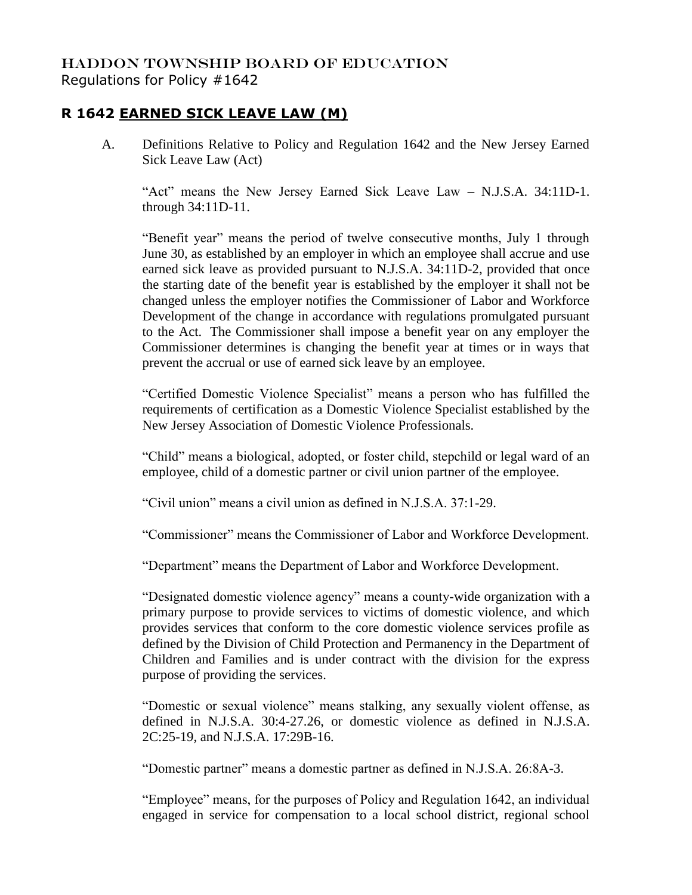HADDON TOWNSHIP BOARD OF EDUCATION
Regulations for Policy #1642

## R 1642 EARNED SICK LEAVE LAW (M)

A. Definitions Relative to Policy and Regulation 1642 and the New Jersey Earned Sick Leave Law (Act)

"Act" means the New Jersey Earned Sick Leave Law – N.J.S.A. 34:11D-1. through 34:11D-11.

"Benefit year" means the period of twelve consecutive months, July 1 through June 30, as established by an employer in which an employee shall accrue and use earned sick leave as provided pursuant to N.J.S.A. 34:11D-2, provided that once the starting date of the benefit year is established by the employer it shall not be changed unless the employer notifies the Commissioner of Labor and Workforce Development of the change in accordance with regulations promulgated pursuant to the Act. The Commissioner shall impose a benefit year on any employer the Commissioner determines is changing the benefit year at times or in ways that prevent the accrual or use of earned sick leave by an employee.

"Certified Domestic Violence Specialist" means a person who has fulfilled the requirements of certification as a Domestic Violence Specialist established by the New Jersey Association of Domestic Violence Professionals.

"Child" means a biological, adopted, or foster child, stepchild or legal ward of an employee, child of a domestic partner or civil union partner of the employee.

"Civil union" means a civil union as defined in N.J.S.A. 37:1-29.

"Commissioner" means the Commissioner of Labor and Workforce Development.

"Department" means the Department of Labor and Workforce Development.

"Designated domestic violence agency" means a county-wide organization with a primary purpose to provide services to victims of domestic violence, and which provides services that conform to the core domestic violence services profile as defined by the Division of Child Protection and Permanency in the Department of Children and Families and is under contract with the division for the express purpose of providing the services.

"Domestic or sexual violence" means stalking, any sexually violent offense, as defined in N.J.S.A. 30:4-27.26, or domestic violence as defined in N.J.S.A. 2C:25-19, and N.J.S.A. 17:29B-16.

"Domestic partner" means a domestic partner as defined in N.J.S.A. 26:8A-3.

"Employee" means, for the purposes of Policy and Regulation 1642, an individual engaged in service for compensation to a local school district, regional school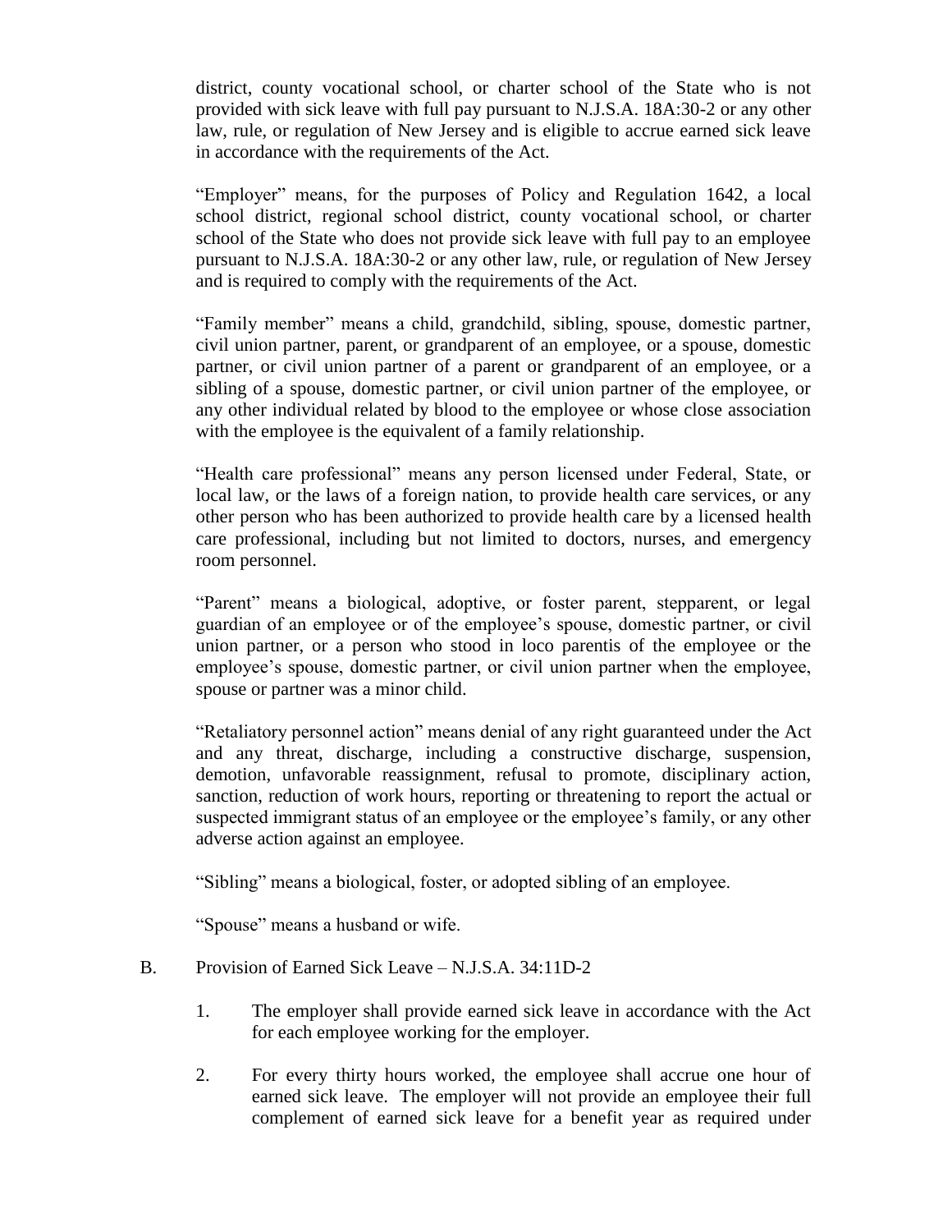district, county vocational school, or charter school of the State who is not provided with sick leave with full pay pursuant to N.J.S.A. 18A:30-2 or any other law, rule, or regulation of New Jersey and is eligible to accrue earned sick leave in accordance with the requirements of the Act.

"Employer" means, for the purposes of Policy and Regulation 1642, a local school district, regional school district, county vocational school, or charter school of the State who does not provide sick leave with full pay to an employee pursuant to N.J.S.A. 18A:30-2 or any other law, rule, or regulation of New Jersey and is required to comply with the requirements of the Act.

"Family member" means a child, grandchild, sibling, spouse, domestic partner, civil union partner, parent, or grandparent of an employee, or a spouse, domestic partner, or civil union partner of a parent or grandparent of an employee, or a sibling of a spouse, domestic partner, or civil union partner of the employee, or any other individual related by blood to the employee or whose close association with the employee is the equivalent of a family relationship.

"Health care professional" means any person licensed under Federal, State, or local law, or the laws of a foreign nation, to provide health care services, or any other person who has been authorized to provide health care by a licensed health care professional, including but not limited to doctors, nurses, and emergency room personnel.

"Parent" means a biological, adoptive, or foster parent, stepparent, or legal guardian of an employee or of the employee's spouse, domestic partner, or civil union partner, or a person who stood in loco parentis of the employee or the employee's spouse, domestic partner, or civil union partner when the employee, spouse or partner was a minor child.

"Retaliatory personnel action" means denial of any right guaranteed under the Act and any threat, discharge, including a constructive discharge, suspension, demotion, unfavorable reassignment, refusal to promote, disciplinary action, sanction, reduction of work hours, reporting or threatening to report the actual or suspected immigrant status of an employee or the employee's family, or any other adverse action against an employee.

"Sibling" means a biological, foster, or adopted sibling of an employee.

"Spouse" means a husband or wife.

B. Provision of Earned Sick Leave – N.J.S.A. 34:11D-2

1. The employer shall provide earned sick leave in accordance with the Act for each employee working for the employer.

2. For every thirty hours worked, the employee shall accrue one hour of earned sick leave. The employer will not provide an employee their full complement of earned sick leave for a benefit year as required under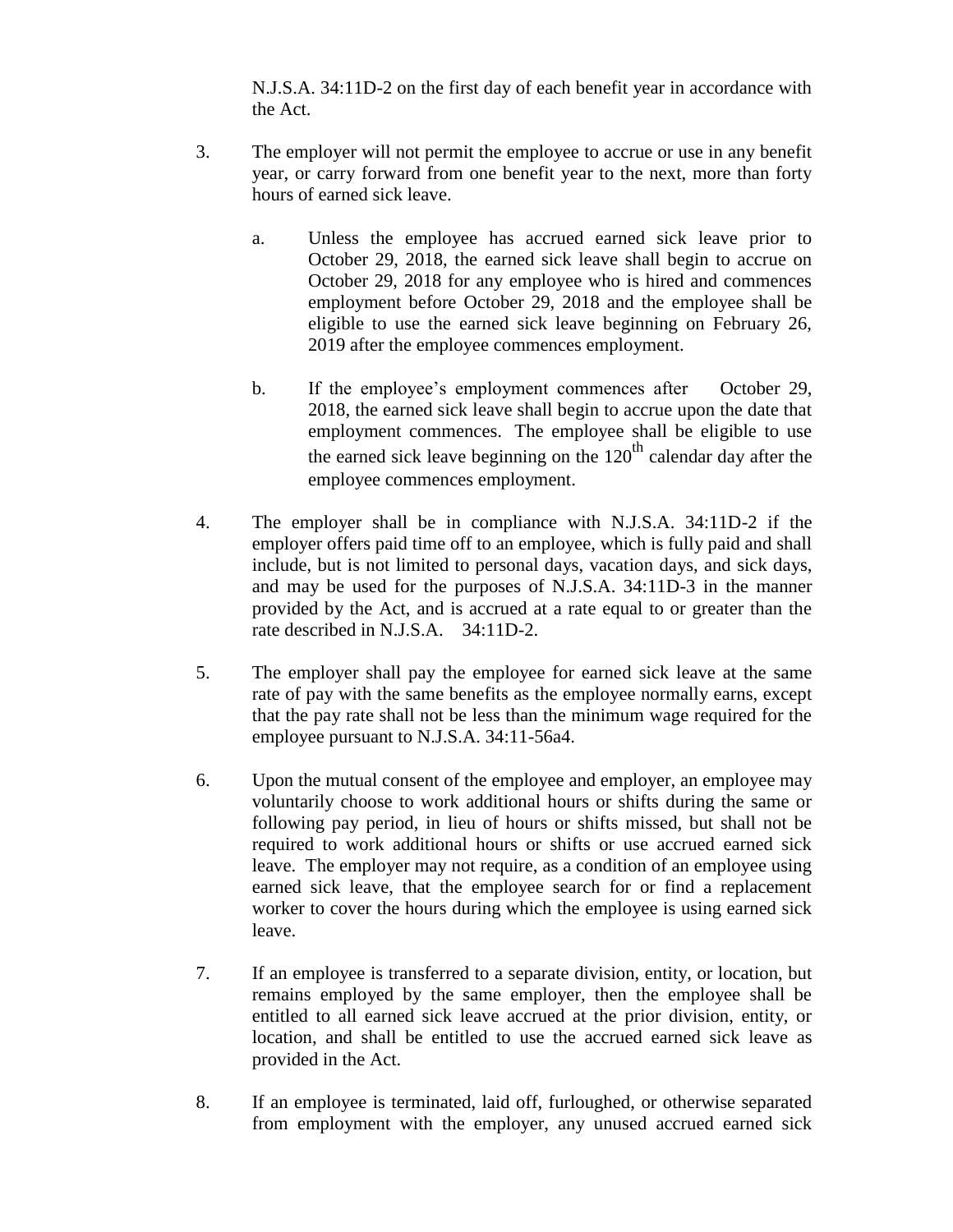N.J.S.A. 34:11D-2 on the first day of each benefit year in accordance with the Act.

3. The employer will not permit the employee to accrue or use in any benefit year, or carry forward from one benefit year to the next, more than forty hours of earned sick leave.

   a. Unless the employee has accrued earned sick leave prior to October 29, 2018, the earned sick leave shall begin to accrue on October 29, 2018 for any employee who is hired and commences employment before October 29, 2018 and the employee shall be eligible to use the earned sick leave beginning on February 26, 2019 after the employee commences employment.

   b. If the employee's employment commences after October 29, 2018, the earned sick leave shall begin to accrue upon the date that employment commences. The employee shall be eligible to use the earned sick leave beginning on the 120th calendar day after the employee commences employment.

4. The employer shall be in compliance with N.J.S.A. 34:11D-2 if the employer offers paid time off to an employee, which is fully paid and shall include, but is not limited to personal days, vacation days, and sick days, and may be used for the purposes of N.J.S.A. 34:11D-3 in the manner provided by the Act, and is accrued at a rate equal to or greater than the rate described in N.J.S.A. 34:11D-2.

5. The employer shall pay the employee for earned sick leave at the same rate of pay with the same benefits as the employee normally earns, except that the pay rate shall not be less than the minimum wage required for the employee pursuant to N.J.S.A. 34:11-56a4.

6. Upon the mutual consent of the employee and employer, an employee may voluntarily choose to work additional hours or shifts during the same or following pay period, in lieu of hours or shifts missed, but shall not be required to work additional hours or shifts or use accrued earned sick leave. The employer may not require, as a condition of an employee using earned sick leave, that the employee search for or find a replacement worker to cover the hours during which the employee is using earned sick leave.

7. If an employee is transferred to a separate division, entity, or location, but remains employed by the same employer, then the employee shall be entitled to all earned sick leave accrued at the prior division, entity, or location, and shall be entitled to use the accrued earned sick leave as provided in the Act.

8. If an employee is terminated, laid off, furloughed, or otherwise separated from employment with the employer, any unused accrued earned sick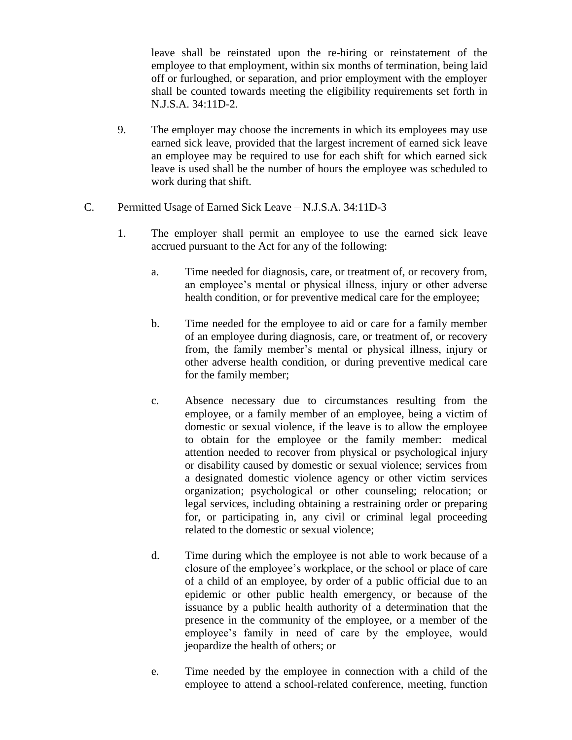leave shall be reinstated upon the re-hiring or reinstatement of the employee to that employment, within six months of termination, being laid off or furloughed, or separation, and prior employment with the employer shall be counted towards meeting the eligibility requirements set forth in N.J.S.A. 34:11D-2.

9. The employer may choose the increments in which its employees may use earned sick leave, provided that the largest increment of earned sick leave an employee may be required to use for each shift for which earned sick leave is used shall be the number of hours the employee was scheduled to work during that shift.

C. Permitted Usage of Earned Sick Leave – N.J.S.A. 34:11D-3

1. The employer shall permit an employee to use the earned sick leave accrued pursuant to the Act for any of the following:

   a. Time needed for diagnosis, care, or treatment of, or recovery from, an employee's mental or physical illness, injury or other adverse health condition, or for preventive medical care for the employee;

   b. Time needed for the employee to aid or care for a family member of an employee during diagnosis, care, or treatment of, or recovery from, the family member's mental or physical illness, injury or other adverse health condition, or during preventive medical care for the family member;

   c. Absence necessary due to circumstances resulting from the employee, or a family member of an employee, being a victim of domestic or sexual violence, if the leave is to allow the employee to obtain for the employee or the family member: medical attention needed to recover from physical or psychological injury or disability caused by domestic or sexual violence; services from a designated domestic violence agency or other victim services organization; psychological or other counseling; relocation; or legal services, including obtaining a restraining order or preparing for, or participating in, any civil or criminal legal proceeding related to the domestic or sexual violence;

   d. Time during which the employee is not able to work because of a closure of the employee's workplace, or the school or place of care of a child of an employee, by order of a public official due to an epidemic or other public health emergency, or because of the issuance by a public health authority of a determination that the presence in the community of the employee, or a member of the employee's family in need of care by the employee, would jeopardize the health of others; or

   e. Time needed by the employee in connection with a child of the employee to attend a school-related conference, meeting, function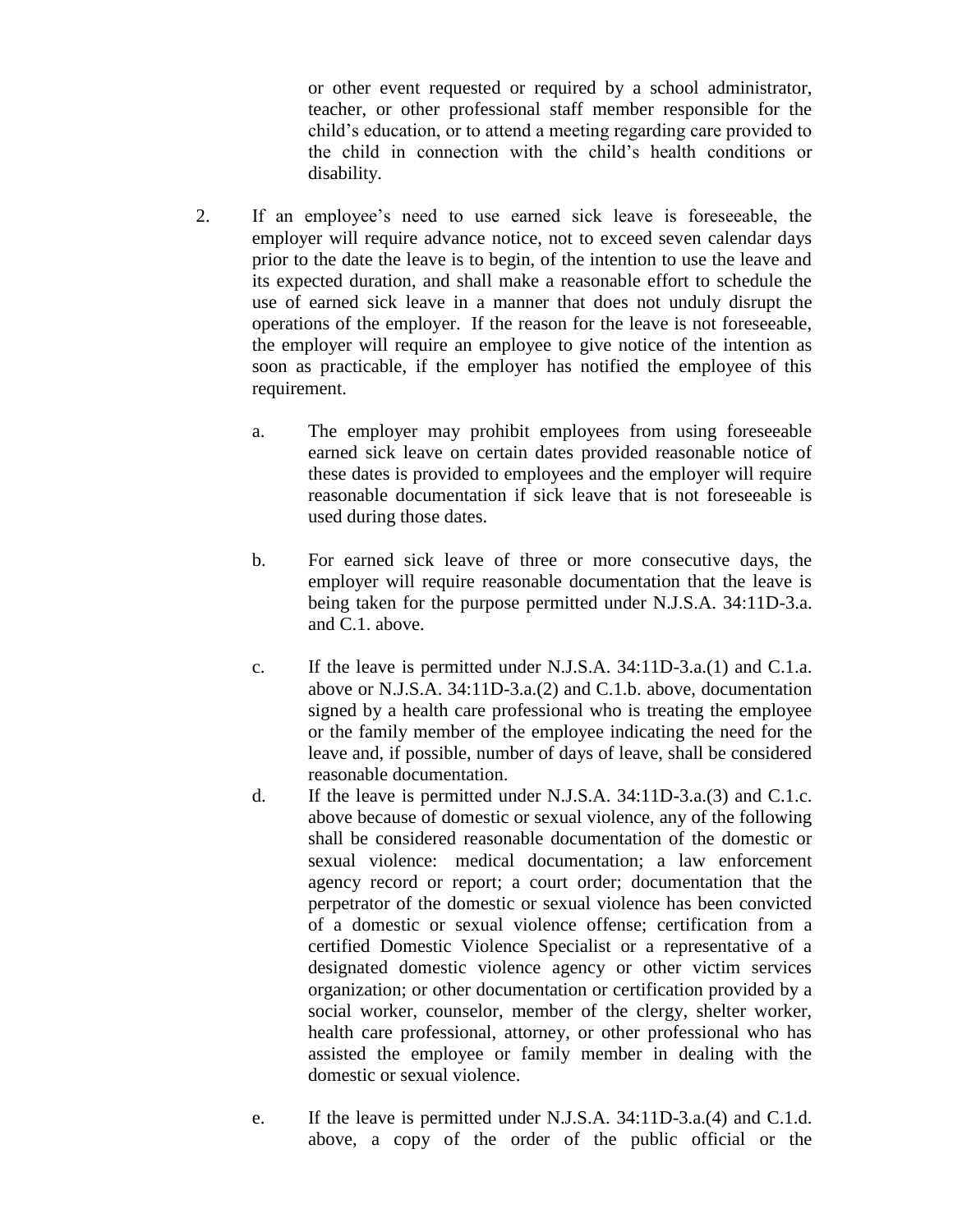or other event requested or required by a school administrator, teacher, or other professional staff member responsible for the child's education, or to attend a meeting regarding care provided to the child in connection with the child's health conditions or disability.

2. If an employee's need to use earned sick leave is foreseeable, the employer will require advance notice, not to exceed seven calendar days prior to the date the leave is to begin, of the intention to use the leave and its expected duration, and shall make a reasonable effort to schedule the use of earned sick leave in a manner that does not unduly disrupt the operations of the employer. If the reason for the leave is not foreseeable, the employer will require an employee to give notice of the intention as soon as practicable, if the employer has notified the employee of this requirement.

   a. The employer may prohibit employees from using foreseeable earned sick leave on certain dates provided reasonable notice of these dates is provided to employees and the employer will require reasonable documentation if sick leave that is not foreseeable is used during those dates.

   b. For earned sick leave of three or more consecutive days, the employer will require reasonable documentation that the leave is being taken for the purpose permitted under N.J.S.A. 34:11D-3.a. and C.1. above.

   c. If the leave is permitted under N.J.S.A. 34:11D-3.a.(1) and C.1.a. above or N.J.S.A. 34:11D-3.a.(2) and C.1.b. above, documentation signed by a health care professional who is treating the employee or the family member of the employee indicating the need for the leave and, if possible, number of days of leave, shall be considered reasonable documentation.

   d. If the leave is permitted under N.J.S.A. 34:11D-3.a.(3) and C.1.c. above because of domestic or sexual violence, any of the following shall be considered reasonable documentation of the domestic or sexual violence: medical documentation; a law enforcement agency record or report; a court order; documentation that the perpetrator of the domestic or sexual violence has been convicted of a domestic or sexual violence offense; certification from a certified Domestic Violence Specialist or a representative of a designated domestic violence agency or other victim services organization; or other documentation or certification provided by a social worker, counselor, member of the clergy, shelter worker, health care professional, attorney, or other professional who has assisted the employee or family member in dealing with the domestic or sexual violence.

   e. If the leave is permitted under N.J.S.A. 34:11D-3.a.(4) and C.1.d. above, a copy of the order of the public official or the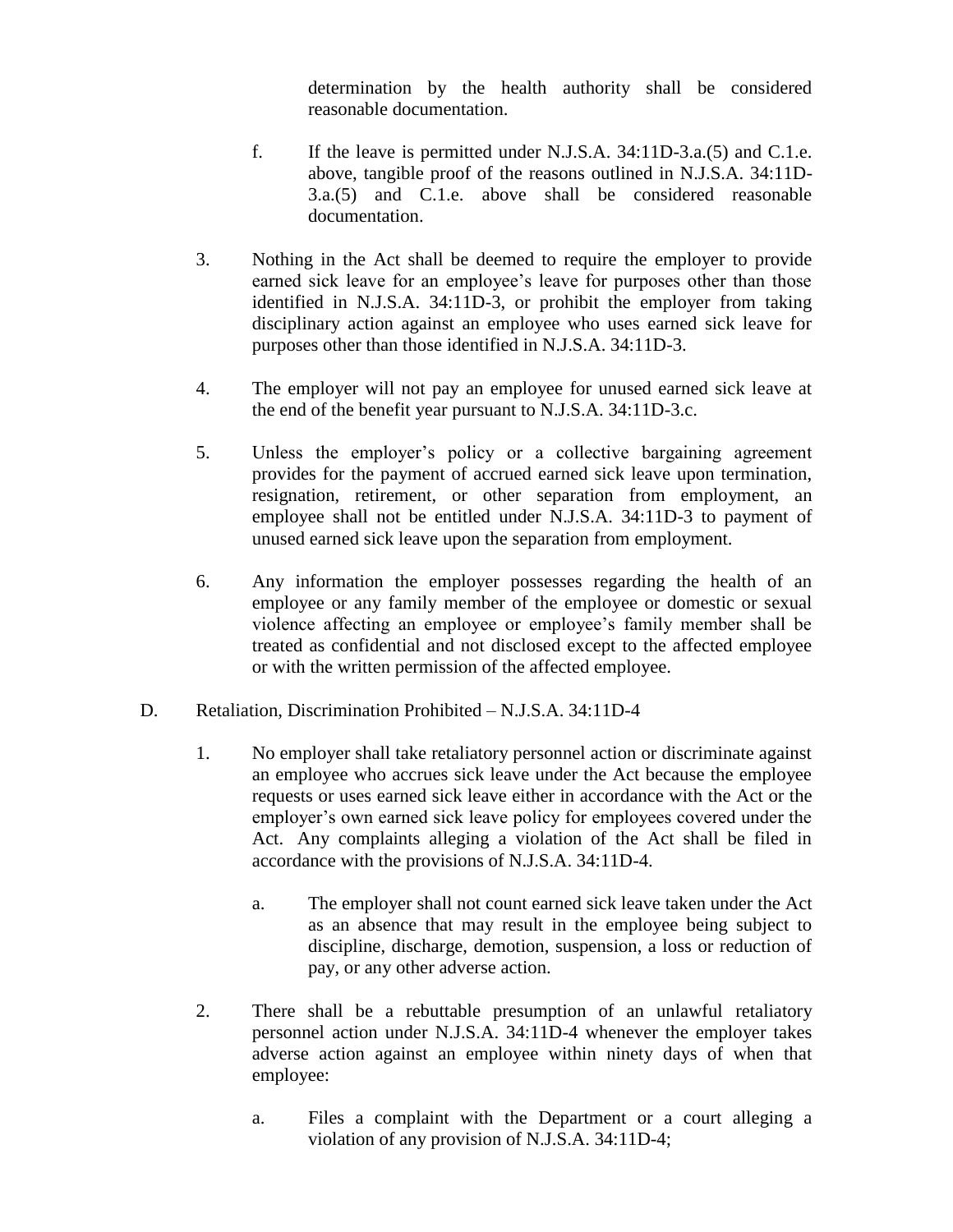determination by the health authority shall be considered reasonable documentation.

f. If the leave is permitted under N.J.S.A. 34:11D-3.a.(5) and C.1.e. above, tangible proof of the reasons outlined in N.J.S.A. 34:11D-3.a.(5) and C.1.e. above shall be considered reasonable documentation.

3. Nothing in the Act shall be deemed to require the employer to provide earned sick leave for an employee's leave for purposes other than those identified in N.J.S.A. 34:11D-3, or prohibit the employer from taking disciplinary action against an employee who uses earned sick leave for purposes other than those identified in N.J.S.A. 34:11D-3.

4. The employer will not pay an employee for unused earned sick leave at the end of the benefit year pursuant to N.J.S.A. 34:11D-3.c.

5. Unless the employer's policy or a collective bargaining agreement provides for the payment of accrued earned sick leave upon termination, resignation, retirement, or other separation from employment, an employee shall not be entitled under N.J.S.A. 34:11D-3 to payment of unused earned sick leave upon the separation from employment.

6. Any information the employer possesses regarding the health of an employee or any family member of the employee or domestic or sexual violence affecting an employee or employee's family member shall be treated as confidential and not disclosed except to the affected employee or with the written permission of the affected employee.

D. Retaliation, Discrimination Prohibited – N.J.S.A. 34:11D-4

1. No employer shall take retaliatory personnel action or discriminate against an employee who accrues sick leave under the Act because the employee requests or uses earned sick leave either in accordance with the Act or the employer's own earned sick leave policy for employees covered under the Act. Any complaints alleging a violation of the Act shall be filed in accordance with the provisions of N.J.S.A. 34:11D-4.

   a. The employer shall not count earned sick leave taken under the Act as an absence that may result in the employee being subject to discipline, discharge, demotion, suspension, a loss or reduction of pay, or any other adverse action.

2. There shall be a rebuttable presumption of an unlawful retaliatory personnel action under N.J.S.A. 34:11D-4 whenever the employer takes adverse action against an employee within ninety days of when that employee:

   a. Files a complaint with the Department or a court alleging a violation of any provision of N.J.S.A. 34:11D-4;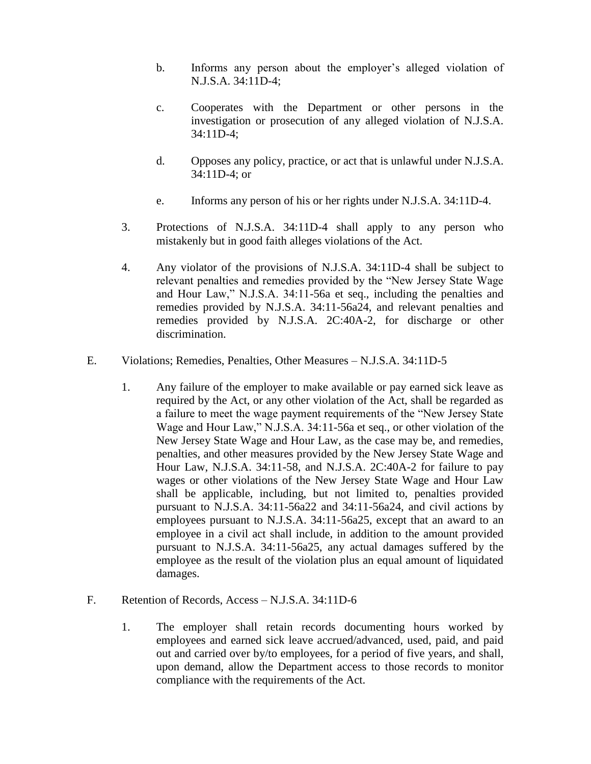b. Informs any person about the employer's alleged violation of N.J.S.A. 34:11D-4;

c. Cooperates with the Department or other persons in the investigation or prosecution of any alleged violation of N.J.S.A. 34:11D-4;

d. Opposes any policy, practice, or act that is unlawful under N.J.S.A. 34:11D-4; or

e. Informs any person of his or her rights under N.J.S.A. 34:11D-4.

3. Protections of N.J.S.A. 34:11D-4 shall apply to any person who mistakenly but in good faith alleges violations of the Act.

4. Any violator of the provisions of N.J.S.A. 34:11D-4 shall be subject to relevant penalties and remedies provided by the "New Jersey State Wage and Hour Law," N.J.S.A. 34:11-56a et seq., including the penalties and remedies provided by N.J.S.A. 34:11-56a24, and relevant penalties and remedies provided by N.J.S.A. 2C:40A-2, for discharge or other discrimination.

E. Violations; Remedies, Penalties, Other Measures – N.J.S.A. 34:11D-5

1. Any failure of the employer to make available or pay earned sick leave as required by the Act, or any other violation of the Act, shall be regarded as a failure to meet the wage payment requirements of the "New Jersey State Wage and Hour Law," N.J.S.A. 34:11-56a et seq., or other violation of the New Jersey State Wage and Hour Law, as the case may be, and remedies, penalties, and other measures provided by the New Jersey State Wage and Hour Law, N.J.S.A. 34:11-58, and N.J.S.A. 2C:40A-2 for failure to pay wages or other violations of the New Jersey State Wage and Hour Law shall be applicable, including, but not limited to, penalties provided pursuant to N.J.S.A. 34:11-56a22 and 34:11-56a24, and civil actions by employees pursuant to N.J.S.A. 34:11-56a25, except that an award to an employee in a civil act shall include, in addition to the amount provided pursuant to N.J.S.A. 34:11-56a25, any actual damages suffered by the employee as the result of the violation plus an equal amount of liquidated damages.

F. Retention of Records, Access – N.J.S.A. 34:11D-6

1. The employer shall retain records documenting hours worked by employees and earned sick leave accrued/advanced, used, paid, and paid out and carried over by/to employees, for a period of five years, and shall, upon demand, allow the Department access to those records to monitor compliance with the requirements of the Act.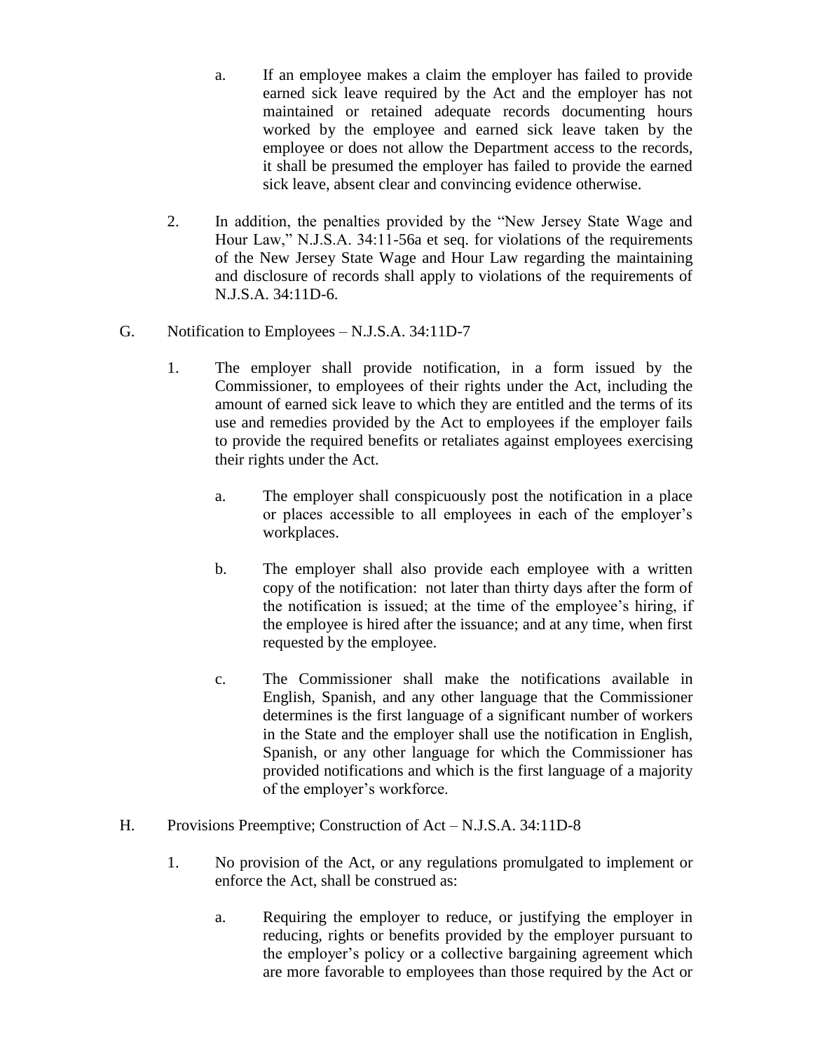a. If an employee makes a claim the employer has failed to provide earned sick leave required by the Act and the employer has not maintained or retained adequate records documenting hours worked by the employee and earned sick leave taken by the employee or does not allow the Department access to the records, it shall be presumed the employer has failed to provide the earned sick leave, absent clear and convincing evidence otherwise.

2. In addition, the penalties provided by the "New Jersey State Wage and Hour Law," N.J.S.A. 34:11-56a et seq. for violations of the requirements of the New Jersey State Wage and Hour Law regarding the maintaining and disclosure of records shall apply to violations of the requirements of N.J.S.A. 34:11D-6.

G. Notification to Employees – N.J.S.A. 34:11D-7

1. The employer shall provide notification, in a form issued by the Commissioner, to employees of their rights under the Act, including the amount of earned sick leave to which they are entitled and the terms of its use and remedies provided by the Act to employees if the employer fails to provide the required benefits or retaliates against employees exercising their rights under the Act.

   a. The employer shall conspicuously post the notification in a place or places accessible to all employees in each of the employer's workplaces.

   b. The employer shall also provide each employee with a written copy of the notification: not later than thirty days after the form of the notification is issued; at the time of the employee's hiring, if the employee is hired after the issuance; and at any time, when first requested by the employee.

   c. The Commissioner shall make the notifications available in English, Spanish, and any other language that the Commissioner determines is the first language of a significant number of workers in the State and the employer shall use the notification in English, Spanish, or any other language for which the Commissioner has provided notifications and which is the first language of a majority of the employer's workforce.

H. Provisions Preemptive; Construction of Act – N.J.S.A. 34:11D-8

1. No provision of the Act, or any regulations promulgated to implement or enforce the Act, shall be construed as:

   a. Requiring the employer to reduce, or justifying the employer in reducing, rights or benefits provided by the employer pursuant to the employer's policy or a collective bargaining agreement which are more favorable to employees than those required by the Act or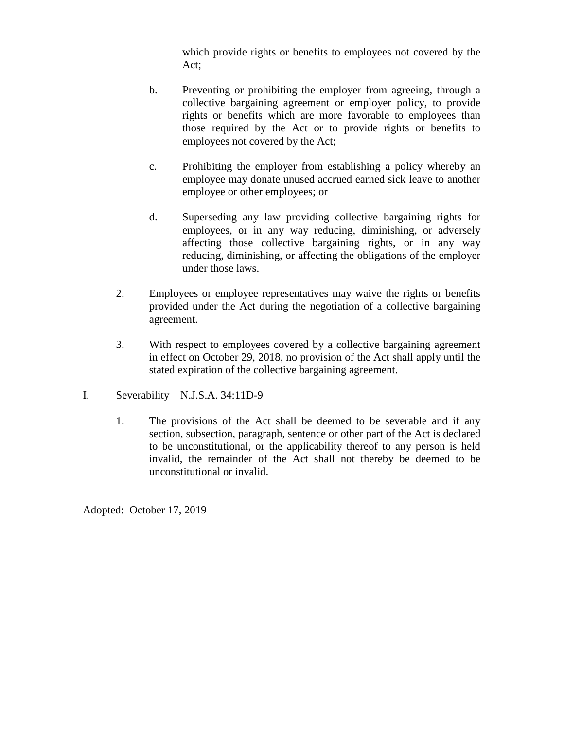which provide rights or benefits to employees not covered by the Act;

b. Preventing or prohibiting the employer from agreeing, through a collective bargaining agreement or employer policy, to provide rights or benefits which are more favorable to employees than those required by the Act or to provide rights or benefits to employees not covered by the Act;

c. Prohibiting the employer from establishing a policy whereby an employee may donate unused accrued earned sick leave to another employee or other employees; or

d. Superseding any law providing collective bargaining rights for employees, or in any way reducing, diminishing, or adversely affecting those collective bargaining rights, or in any way reducing, diminishing, or affecting the obligations of the employer under those laws.

2. Employees or employee representatives may waive the rights or benefits provided under the Act during the negotiation of a collective bargaining agreement.

3. With respect to employees covered by a collective bargaining agreement in effect on October 29, 2018, no provision of the Act shall apply until the stated expiration of the collective bargaining agreement.

I. Severability – N.J.S.A. 34:11D-9

1. The provisions of the Act shall be deemed to be severable and if any section, subsection, paragraph, sentence or other part of the Act is declared to be unconstitutional, or the applicability thereof to any person is held invalid, the remainder of the Act shall not thereby be deemed to be unconstitutional or invalid.

Adopted: October 17, 2019